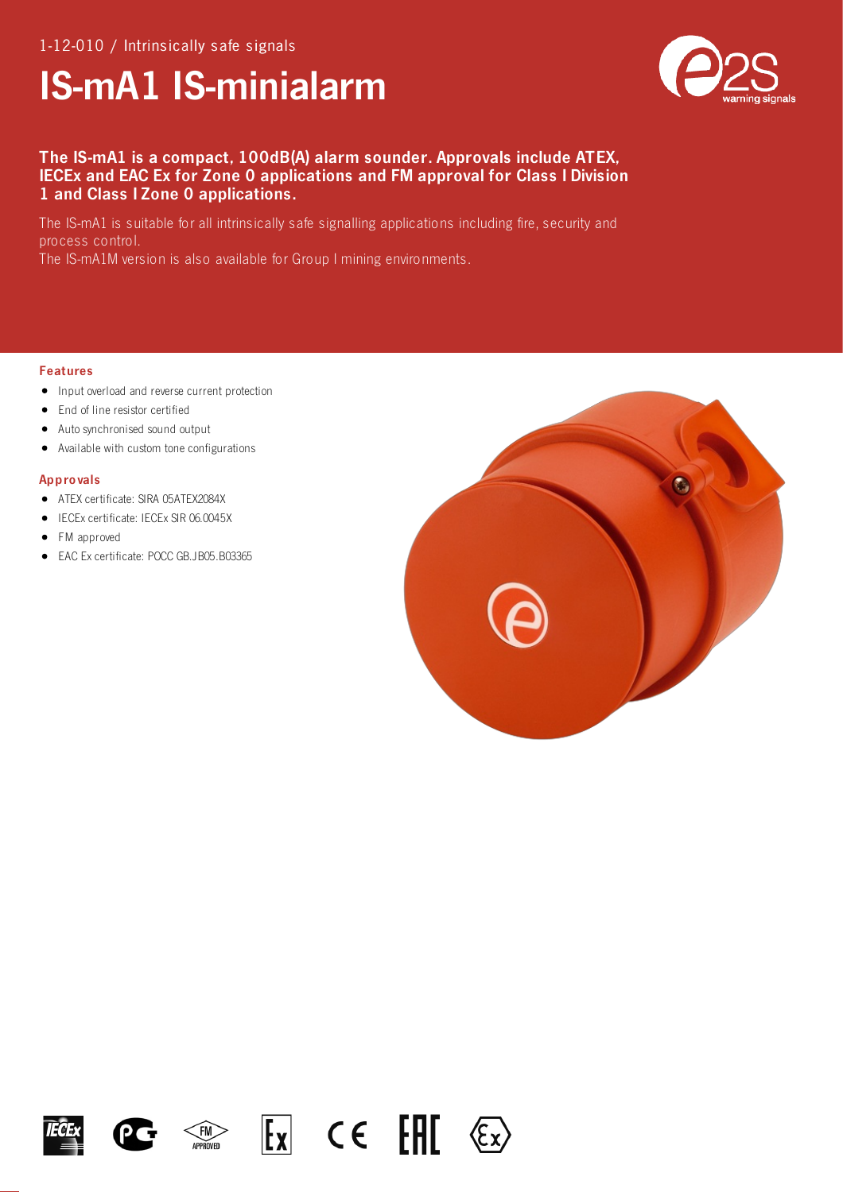1-12-010 / Intrinsically safe signals

# IS-mA1 IS-minialarm

**The IS-mA1 is a compact, 100dB(A) alarm sounder. Approvals include ATEX, IECEx and EAC Ex for Zone 0 applications and FM approval for Class I Division 1 and Class I Zone 0 applications.**

The IS-mA1 is suitable for all intrinsically safe signalling applications including fire, security and process control.
The IS-mA1M version is also available for Group I mining environments.

### Features

- Input overload and reverse current protection
- End of line resistor certified
- Auto synchronised sound output
- Available with custom tone configurations

### Approvals

- ATEX certificate: SIRA 05ATEX2084X
- IECEx certificate: IECEx SIR 06.0045X
- FM approved
- EAC Ex certificate: POCC GB.JB05.B03365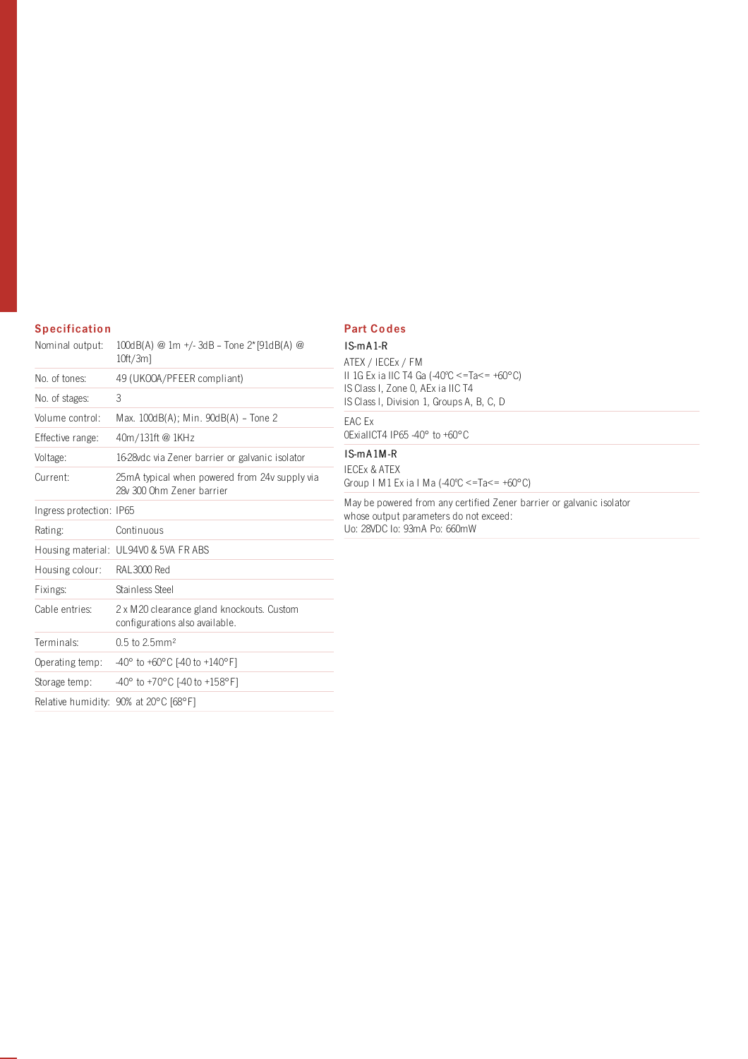## Specification

| | |
|---|---|
| Nominal output: | 100dB(A) @ 1m +/- 3dB – Tone 2* [91dB(A) @ 10ft/3m] |
| No. of tones: | 49 (UKOOA/PFEER compliant) |
| No. of stages: | 3 |
| Volume control: | Max. 100dB(A); Min. 90dB(A) – Tone 2 |
| Effective range: | 40m/131ft @ 1KHz |
| Voltage: | 16-28vdc via Zener barrier or galvanic isolator |
| Current: | 25mA typical when powered from 24v supply via 28v 300 Ohm Zener barrier |
| Ingress protection: | IP65 |
| Rating: | Continuous |
| Housing material: | UL94V0 & 5VA FR ABS |
| Housing colour: | RAL3000 Red |
| Fixings: | Stainless Steel |
| Cable entries: | 2 x M20 clearance gland knockouts. Custom configurations also available. |
| Terminals: | 0.5 to 2.5mm² |
| Operating temp: | -40° to +60°C [-40 to +140°F] |
| Storage temp: | -40° to +70°C [-40 to +158°F] |
| Relative humidity: | 90% at 20°C [68°F] |

## Part Codes

**IS-mA1-R**

ATEX / IECEx / FM
II 1G Ex ia IIC T4 Ga (-40°C <=Ta<= +60°C)
IS Class I, Zone 0, AEx ia IIC T4
IS Class I, Division 1, Groups A, B, C, D

EAC Ex
0ExiaIICT4 IP65 -40° to +60°C

**IS-mA1M-R**

IECEx & ATEX
Group I M1 Ex ia I Ma (-40°C <=Ta<= +60°C)

May be powered from any certified Zener barrier or galvanic isolator whose output parameters do not exceed:
Uo: 28VDC Io: 93mA Po: 660mW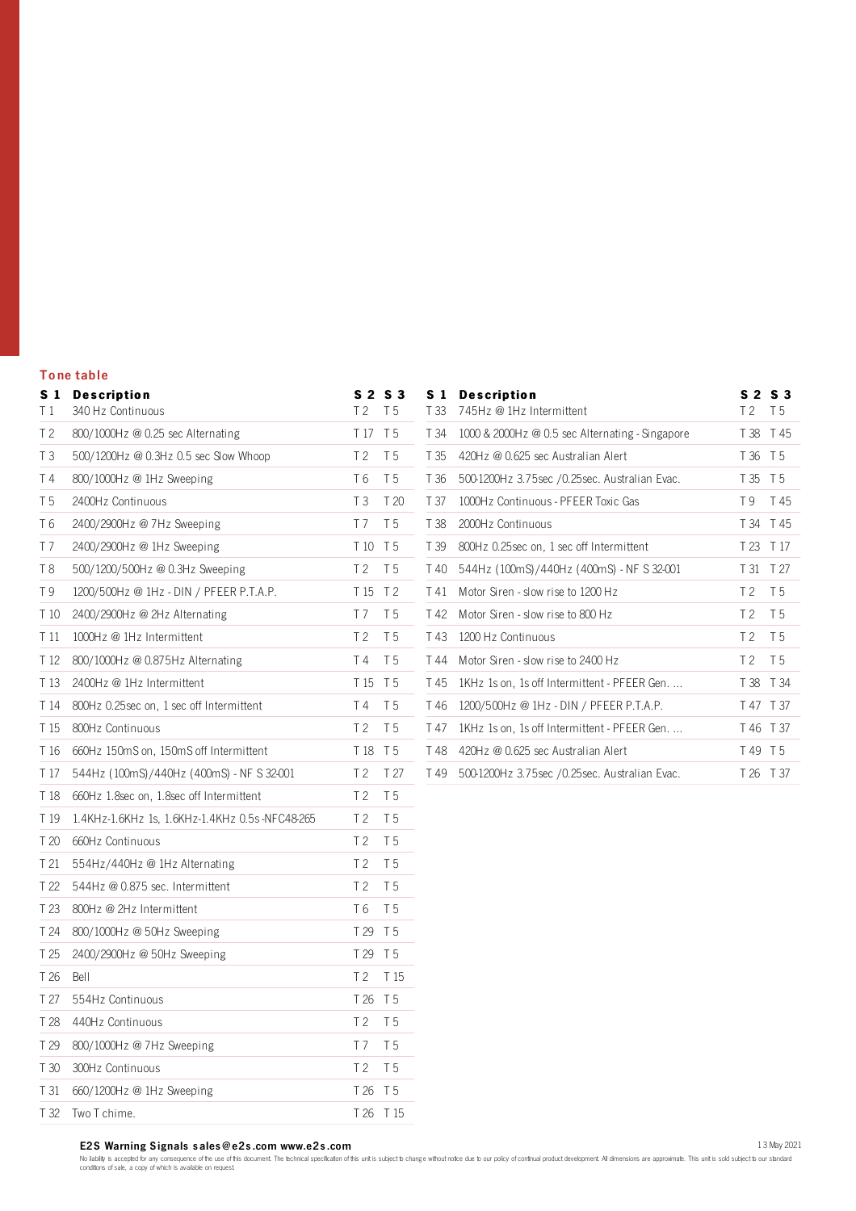## Tone table

| S 1 | Description | S 2 | S 3 |
|---|---|---|---|
| T 1 | 340 Hz Continuous | T 2 | T 5 |
| T 2 | 800/1000Hz @ 0.25 sec Alternating | T 17 | T 5 |
| T 3 | 500/1200Hz @ 0.3Hz 0.5 sec Slow Whoop | T 2 | T 5 |
| T 4 | 800/1000Hz @ 1Hz Sweeping | T 6 | T 5 |
| T 5 | 2400Hz Continuous | T 3 | T 20 |
| T 6 | 2400/2900Hz @ 7Hz Sweeping | T 7 | T 5 |
| T 7 | 2400/2900Hz @ 1Hz Sweeping | T 10 | T 5 |
| T 8 | 500/1200/500Hz @ 0.3Hz Sweeping | T 2 | T 5 |
| T 9 | 1200/500Hz @ 1Hz - DIN / PFEER P.T.A.P. | T 15 | T 2 |
| T 10 | 2400/2900Hz @ 2Hz Alternating | T 7 | T 5 |
| T 11 | 1000Hz @ 1Hz Intermittent | T 2 | T 5 |
| T 12 | 800/1000Hz @ 0.875Hz Alternating | T 4 | T 5 |
| T 13 | 2400Hz @ 1Hz Intermittent | T 15 | T 5 |
| T 14 | 800Hz 0.25sec on, 1 sec off Intermittent | T 4 | T 5 |
| T 15 | 800Hz Continuous | T 2 | T 5 |
| T 16 | 660Hz 150mS on, 150mS off Intermittent | T 18 | T 5 |
| T 17 | 544Hz (100mS)/440Hz (400mS) - NF S 32-001 | T 2 | T 27 |
| T 18 | 660Hz 1.8sec on, 1.8sec off Intermittent | T 2 | T 5 |
| T 19 | 1.4KHz-1.6KHz 1s, 1.6KHz-1.4KHz 0.5s -NFC48-265 | T 2 | T 5 |
| T 20 | 660Hz Continuous | T 2 | T 5 |
| T 21 | 554Hz/440Hz @ 1Hz Alternating | T 2 | T 5 |
| T 22 | 544Hz @ 0.875 sec. Intermittent | T 2 | T 5 |
| T 23 | 800Hz @ 2Hz Intermittent | T 6 | T 5 |
| T 24 | 800/1000Hz @ 50Hz Sweeping | T 29 | T 5 |
| T 25 | 2400/2900Hz @ 50Hz Sweeping | T 29 | T 5 |
| T 26 | Bell | T 2 | T 15 |
| T 27 | 554Hz Continuous | T 26 | T 5 |
| T 28 | 440Hz Continuous | T 2 | T 5 |
| T 29 | 800/1000Hz @ 7Hz Sweeping | T 7 | T 5 |
| T 30 | 300Hz Continuous | T 2 | T 5 |
| T 31 | 660/1200Hz @ 1Hz Sweeping | T 26 | T 5 |
| T 32 | Two T chime. | T 26 | T 15 |
| T 33 | 745Hz @ 1Hz Intermittent | T 2 | T 5 |
| T 34 | 1000 & 2000Hz @ 0.5 sec Alternating - Singapore | T 38 | T 45 |
| T 35 | 420Hz @ 0.625 sec Australian Alert | T 36 | T 5 |
| T 36 | 500-1200Hz 3.75sec /0.25sec. Australian Evac. | T 35 | T 5 |
| T 37 | 1000Hz Continuous - PFEER Toxic Gas | T 9 | T 45 |
| T 38 | 2000Hz Continuous | T 34 | T 45 |
| T 39 | 800Hz 0.25sec on, 1 sec off Intermittent | T 23 | T 17 |
| T 40 | 544Hz (100mS)/440Hz (400mS) - NF S 32-001 | T 31 | T 27 |
| T 41 | Motor Siren - slow rise to 1200 Hz | T 2 | T 5 |
| T 42 | Motor Siren - slow rise to 800 Hz | T 2 | T 5 |
| T 43 | 1200 Hz Continuous | T 2 | T 5 |
| T 44 | Motor Siren - slow rise to 2400 Hz | T 2 | T 5 |
| T 45 | 1KHz 1s on, 1s off Intermittent - PFEER Gen. ... | T 38 | T 34 |
| T 46 | 1200/500Hz @ 1Hz - DIN / PFEER P.T.A.P. | T 47 | T 37 |
| T 47 | 1KHz 1s on, 1s off Intermittent - PFEER Gen. ... | T 46 | T 37 |
| T 48 | 420Hz @ 0.625 sec Australian Alert | T 49 | T 5 |
| T 49 | 500-1200Hz 3.75sec /0.25sec. Australian Evac. | T 26 | T 37 |

**E2S Warning Signals sales@e2s.com www.e2s.com**

13 May 2021

No liability is accepted for any consequence of the use of this document. The technical specification of this unit is subject to change without notice due to our policy of continual product development. All dimensions are approximate. This unit is sold subject to our standard conditions of sale, a copy of which is available on request.